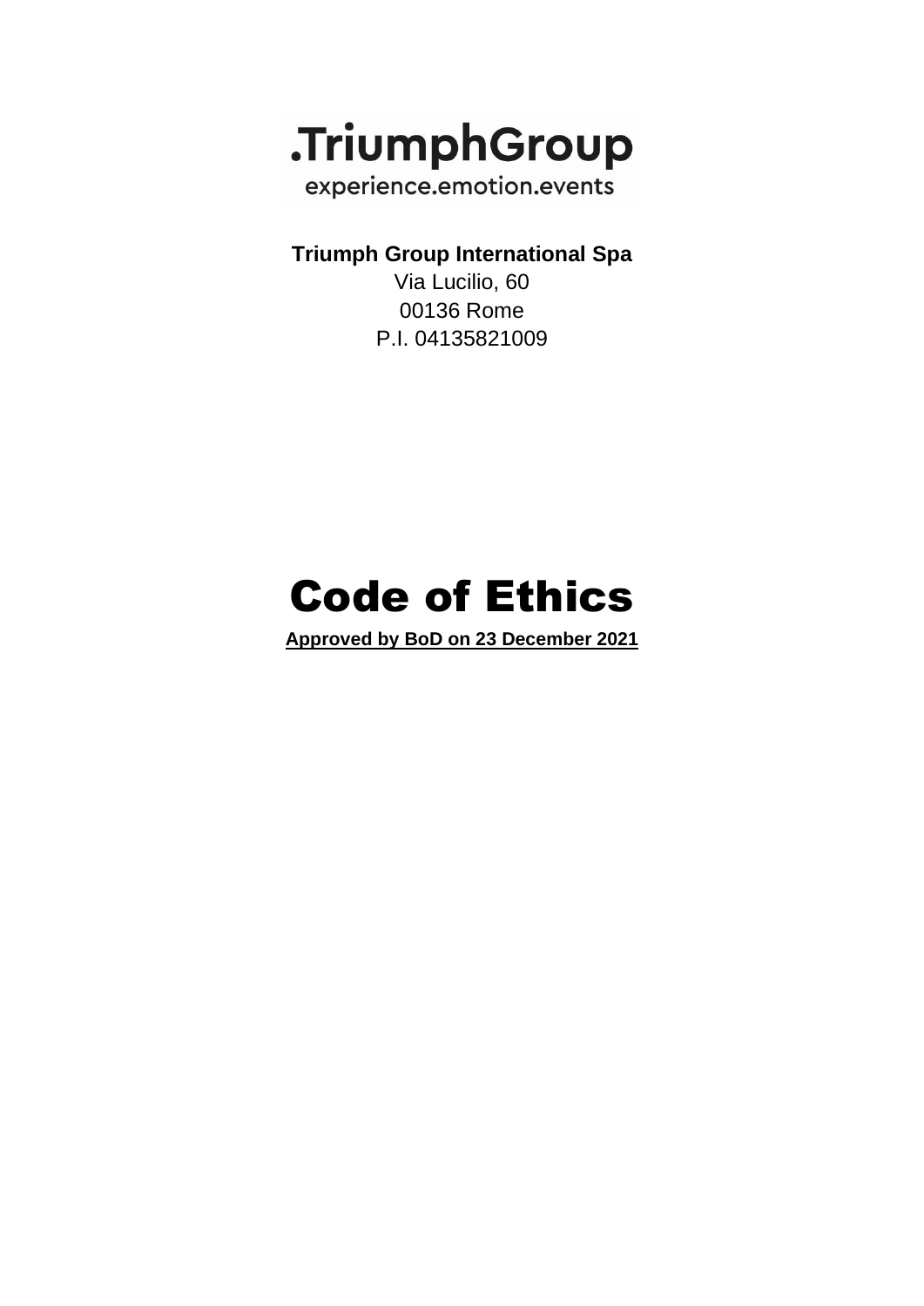.TriumphGroup

experience.emotion.events

**Triumph Group International Spa**

Via Lucilio, 60

00136 Rome

P.I. 04135821009

# Code of Ethics

**Approved by BoD on 23 December 2021**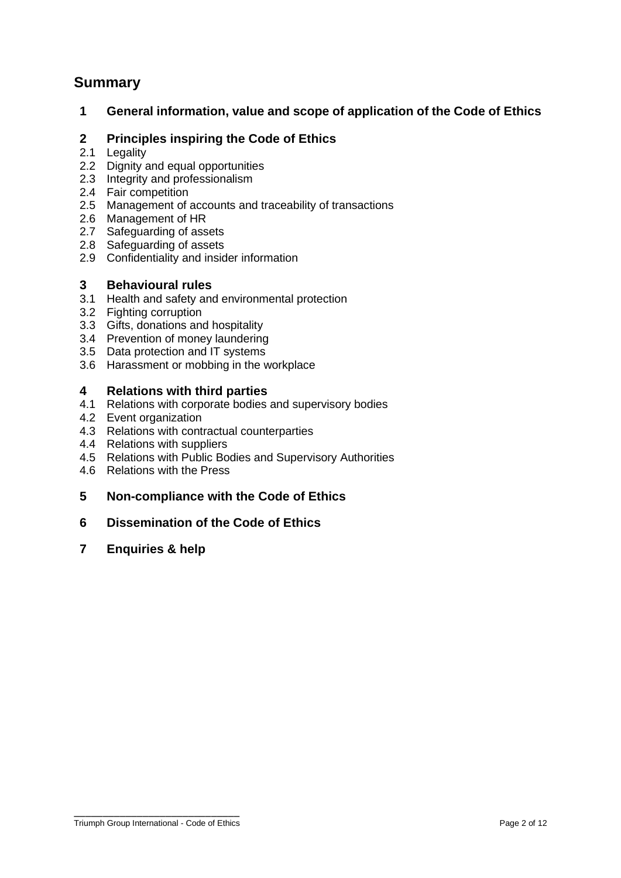## Summary

**1 General information, value and scope of application of the Code of Ethics**

**2 Principles inspiring the Code of Ethics**

2.1 Legality
2.2 Dignity and equal opportunities
2.3 Integrity and professionalism
2.4 Fair competition
2.5 Management of accounts and traceability of transactions
2.6 Management of HR
2.7 Safeguarding of assets
2.8 Safeguarding of assets
2.9 Confidentiality and insider information

**3 Behavioural rules**

3.1 Health and safety and environmental protection
3.2 Fighting corruption
3.3 Gifts, donations and hospitality
3.4 Prevention of money laundering
3.5 Data protection and IT systems
3.6 Harassment or mobbing in the workplace

**4 Relations with third parties**

4.1 Relations with corporate bodies and supervisory bodies
4.2 Event organization
4.3 Relations with contractual counterparties
4.4 Relations with suppliers
4.5 Relations with Public Bodies and Supervisory Authorities
4.6 Relations with the Press

**5 Non-compliance with the Code of Ethics**

**6 Dissemination of the Code of Ethics**

**7 Enquiries & help**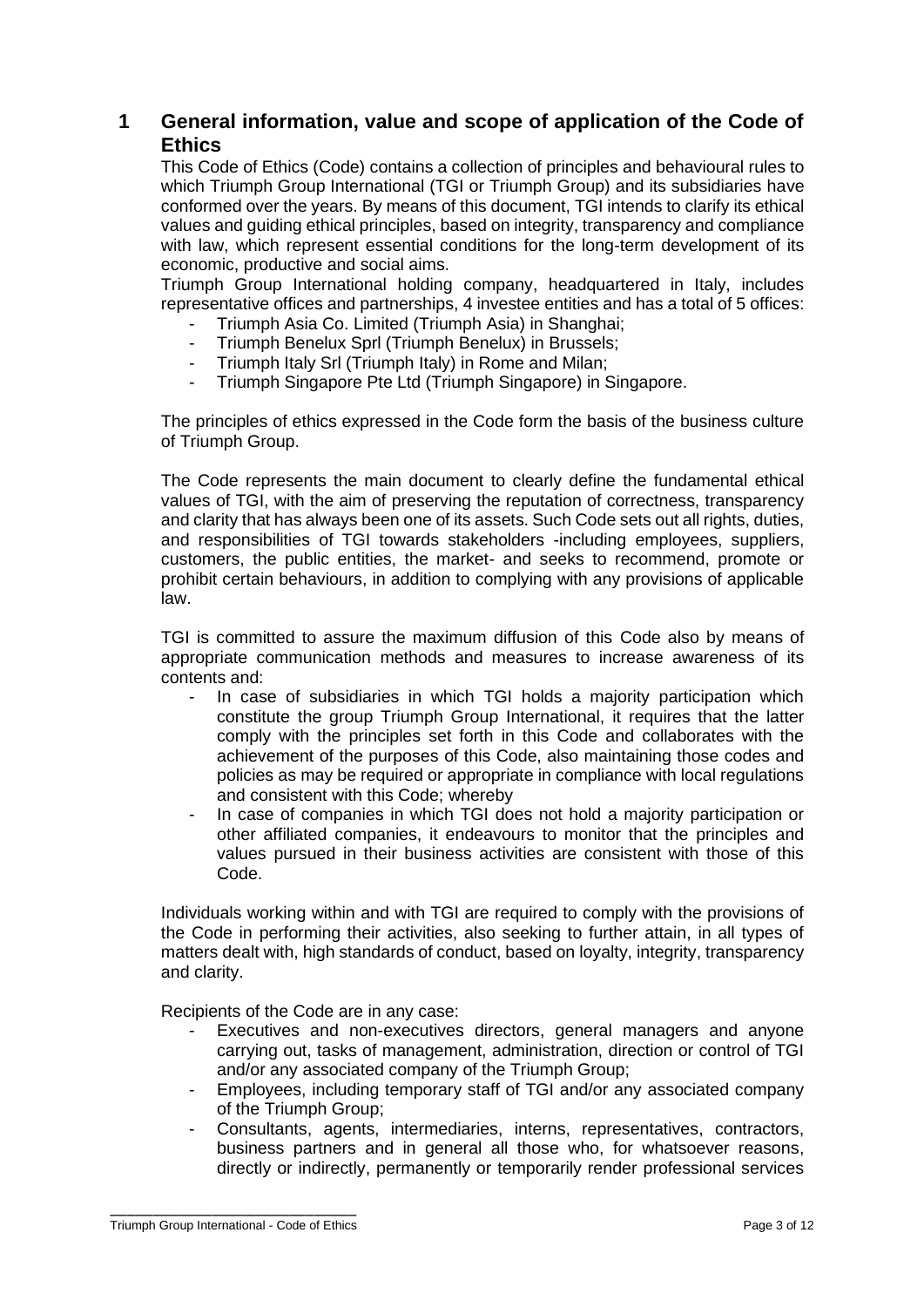# 1 General information, value and scope of application of the Code of Ethics

This Code of Ethics (Code) contains a collection of principles and behavioural rules to which Triumph Group International (TGI or Triumph Group) and its subsidiaries have conformed over the years. By means of this document, TGI intends to clarify its ethical values and guiding ethical principles, based on integrity, transparency and compliance with law, which represent essential conditions for the long-term development of its economic, productive and social aims.

Triumph Group International holding company, headquartered in Italy, includes representative offices and partnerships, 4 investee entities and has a total of 5 offices:

- Triumph Asia Co. Limited (Triumph Asia) in Shanghai;
- Triumph Benelux Sprl (Triumph Benelux) in Brussels;
- Triumph Italy Srl (Triumph Italy) in Rome and Milan;
- Triumph Singapore Pte Ltd (Triumph Singapore) in Singapore.

The principles of ethics expressed in the Code form the basis of the business culture of Triumph Group.

The Code represents the main document to clearly define the fundamental ethical values of TGI, with the aim of preserving the reputation of correctness, transparency and clarity that has always been one of its assets. Such Code sets out all rights, duties, and responsibilities of TGI towards stakeholders -including employees, suppliers, customers, the public entities, the market- and seeks to recommend, promote or prohibit certain behaviours, in addition to complying with any provisions of applicable law.

TGI is committed to assure the maximum diffusion of this Code also by means of appropriate communication methods and measures to increase awareness of its contents and:

- In case of subsidiaries in which TGI holds a majority participation which constitute the group Triumph Group International, it requires that the latter comply with the principles set forth in this Code and collaborates with the achievement of the purposes of this Code, also maintaining those codes and policies as may be required or appropriate in compliance with local regulations and consistent with this Code; whereby
- In case of companies in which TGI does not hold a majority participation or other affiliated companies, it endeavours to monitor that the principles and values pursued in their business activities are consistent with those of this Code.

Individuals working within and with TGI are required to comply with the provisions of the Code in performing their activities, also seeking to further attain, in all types of matters dealt with, high standards of conduct, based on loyalty, integrity, transparency and clarity.

Recipients of the Code are in any case:

- Executives and non-executives directors, general managers and anyone carrying out, tasks of management, administration, direction or control of TGI and/or any associated company of the Triumph Group;
- Employees, including temporary staff of TGI and/or any associated company of the Triumph Group;
- Consultants, agents, intermediaries, interns, representatives, contractors, business partners and in general all those who, for whatsoever reasons, directly or indirectly, permanently or temporarily render professional services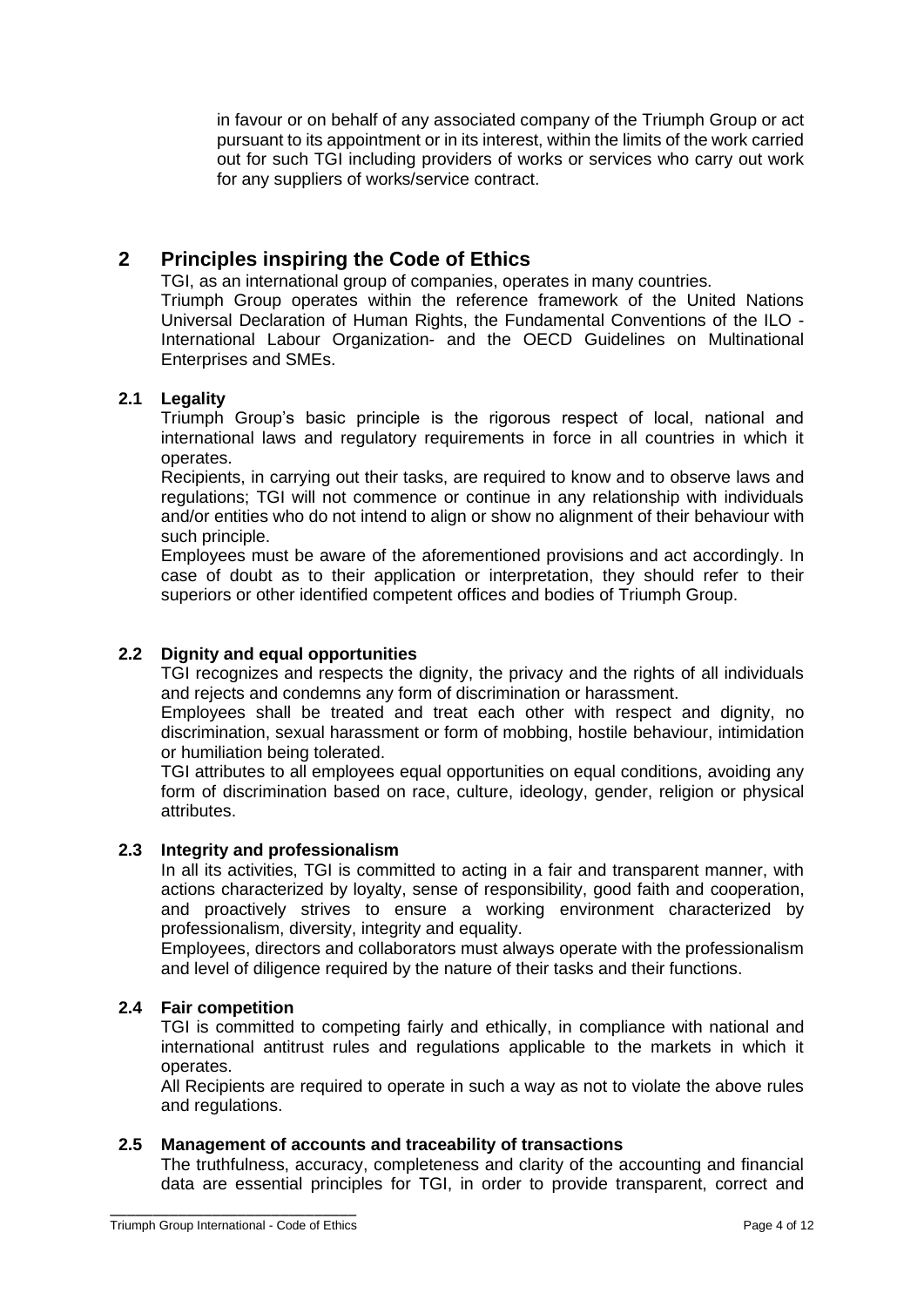in favour or on behalf of any associated company of the Triumph Group or act pursuant to its appointment or in its interest, within the limits of the work carried out for such TGI including providers of works or services who carry out work for any suppliers of works/service contract.

## 2 Principles inspiring the Code of Ethics

TGI, as an international group of companies, operates in many countries.
Triumph Group operates within the reference framework of the United Nations Universal Declaration of Human Rights, the Fundamental Conventions of the ILO - International Labour Organization- and the OECD Guidelines on Multinational Enterprises and SMEs.

### 2.1 Legality

Triumph Group's basic principle is the rigorous respect of local, national and international laws and regulatory requirements in force in all countries in which it operates.
Recipients, in carrying out their tasks, are required to know and to observe laws and regulations; TGI will not commence or continue in any relationship with individuals and/or entities who do not intend to align or show no alignment of their behaviour with such principle.
Employees must be aware of the aforementioned provisions and act accordingly. In case of doubt as to their application or interpretation, they should refer to their superiors or other identified competent offices and bodies of Triumph Group.

### 2.2 Dignity and equal opportunities

TGI recognizes and respects the dignity, the privacy and the rights of all individuals and rejects and condemns any form of discrimination or harassment.
Employees shall be treated and treat each other with respect and dignity, no discrimination, sexual harassment or form of mobbing, hostile behaviour, intimidation or humiliation being tolerated.
TGI attributes to all employees equal opportunities on equal conditions, avoiding any form of discrimination based on race, culture, ideology, gender, religion or physical attributes.

### 2.3 Integrity and professionalism

In all its activities, TGI is committed to acting in a fair and transparent manner, with actions characterized by loyalty, sense of responsibility, good faith and cooperation, and proactively strives to ensure a working environment characterized by professionalism, diversity, integrity and equality.
Employees, directors and collaborators must always operate with the professionalism and level of diligence required by the nature of their tasks and their functions.

### 2.4 Fair competition

TGI is committed to competing fairly and ethically, in compliance with national and international antitrust rules and regulations applicable to the markets in which it operates.
All Recipients are required to operate in such a way as not to violate the above rules and regulations.

### 2.5 Management of accounts and traceability of transactions

The truthfulness, accuracy, completeness and clarity of the accounting and financial data are essential principles for TGI, in order to provide transparent, correct and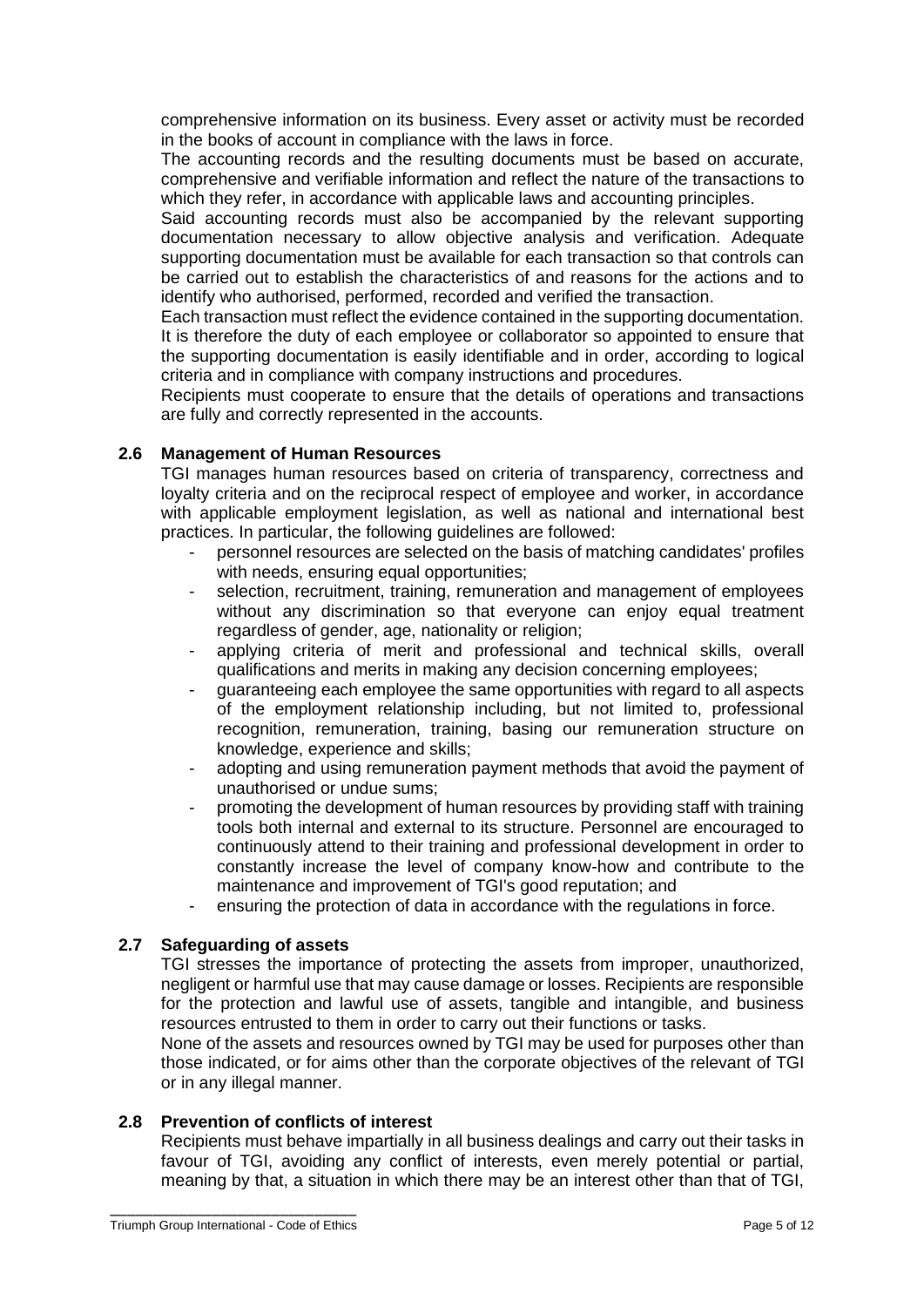comprehensive information on its business. Every asset or activity must be recorded in the books of account in compliance with the laws in force.

The accounting records and the resulting documents must be based on accurate, comprehensive and verifiable information and reflect the nature of the transactions to which they refer, in accordance with applicable laws and accounting principles.

Said accounting records must also be accompanied by the relevant supporting documentation necessary to allow objective analysis and verification. Adequate supporting documentation must be available for each transaction so that controls can be carried out to establish the characteristics of and reasons for the actions and to identify who authorised, performed, recorded and verified the transaction.

Each transaction must reflect the evidence contained in the supporting documentation. It is therefore the duty of each employee or collaborator so appointed to ensure that the supporting documentation is easily identifiable and in order, according to logical criteria and in compliance with company instructions and procedures.

Recipients must cooperate to ensure that the details of operations and transactions are fully and correctly represented in the accounts.

### 2.6 Management of Human Resources

TGI manages human resources based on criteria of transparency, correctness and loyalty criteria and on the reciprocal respect of employee and worker, in accordance with applicable employment legislation, as well as national and international best practices. In particular, the following guidelines are followed:

- personnel resources are selected on the basis of matching candidates' profiles with needs, ensuring equal opportunities;
- selection, recruitment, training, remuneration and management of employees without any discrimination so that everyone can enjoy equal treatment regardless of gender, age, nationality or religion;
- applying criteria of merit and professional and technical skills, overall qualifications and merits in making any decision concerning employees;
- guaranteeing each employee the same opportunities with regard to all aspects of the employment relationship including, but not limited to, professional recognition, remuneration, training, basing our remuneration structure on knowledge, experience and skills;
- adopting and using remuneration payment methods that avoid the payment of unauthorised or undue sums;
- promoting the development of human resources by providing staff with training tools both internal and external to its structure. Personnel are encouraged to continuously attend to their training and professional development in order to constantly increase the level of company know-how and contribute to the maintenance and improvement of TGI's good reputation; and
- ensuring the protection of data in accordance with the regulations in force.

### 2.7 Safeguarding of assets

TGI stresses the importance of protecting the assets from improper, unauthorized, negligent or harmful use that may cause damage or losses. Recipients are responsible for the protection and lawful use of assets, tangible and intangible, and business resources entrusted to them in order to carry out their functions or tasks.

None of the assets and resources owned by TGI may be used for purposes other than those indicated, or for aims other than the corporate objectives of the relevant of TGI or in any illegal manner.

### 2.8 Prevention of conflicts of interest

Recipients must behave impartially in all business dealings and carry out their tasks in favour of TGI, avoiding any conflict of interests, even merely potential or partial, meaning by that, a situation in which there may be an interest other than that of TGI,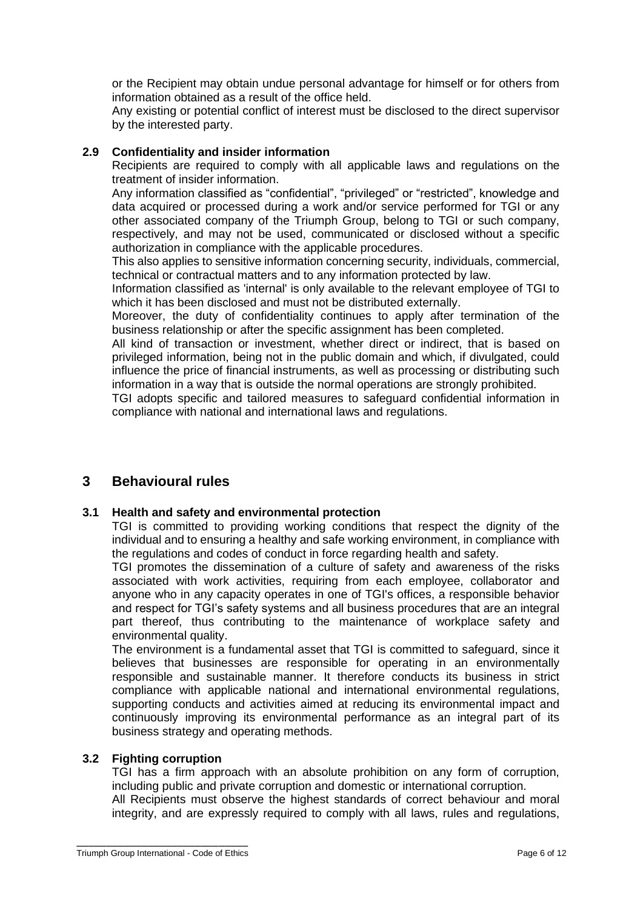or the Recipient may obtain undue personal advantage for himself or for others from information obtained as a result of the office held.

Any existing or potential conflict of interest must be disclosed to the direct supervisor by the interested party.

### 2.9 Confidentiality and insider information

Recipients are required to comply with all applicable laws and regulations on the treatment of insider information.

Any information classified as "confidential", "privileged" or "restricted", knowledge and data acquired or processed during a work and/or service performed for TGI or any other associated company of the Triumph Group, belong to TGI or such company, respectively, and may not be used, communicated or disclosed without a specific authorization in compliance with the applicable procedures.

This also applies to sensitive information concerning security, individuals, commercial, technical or contractual matters and to any information protected by law.

Information classified as 'internal' is only available to the relevant employee of TGI to which it has been disclosed and must not be distributed externally.

Moreover, the duty of confidentiality continues to apply after termination of the business relationship or after the specific assignment has been completed.

All kind of transaction or investment, whether direct or indirect, that is based on privileged information, being not in the public domain and which, if divulgated, could influence the price of financial instruments, as well as processing or distributing such information in a way that is outside the normal operations are strongly prohibited.

TGI adopts specific and tailored measures to safeguard confidential information in compliance with national and international laws and regulations.

## 3 Behavioural rules

### 3.1 Health and safety and environmental protection

TGI is committed to providing working conditions that respect the dignity of the individual and to ensuring a healthy and safe working environment, in compliance with the regulations and codes of conduct in force regarding health and safety.

TGI promotes the dissemination of a culture of safety and awareness of the risks associated with work activities, requiring from each employee, collaborator and anyone who in any capacity operates in one of TGI's offices, a responsible behavior and respect for TGI's safety systems and all business procedures that are an integral part thereof, thus contributing to the maintenance of workplace safety and environmental quality.

The environment is a fundamental asset that TGI is committed to safeguard, since it believes that businesses are responsible for operating in an environmentally responsible and sustainable manner. It therefore conducts its business in strict compliance with applicable national and international environmental regulations, supporting conducts and activities aimed at reducing its environmental impact and continuously improving its environmental performance as an integral part of its business strategy and operating methods.

### 3.2 Fighting corruption

TGI has a firm approach with an absolute prohibition on any form of corruption, including public and private corruption and domestic or international corruption.

All Recipients must observe the highest standards of correct behaviour and moral integrity, and are expressly required to comply with all laws, rules and regulations,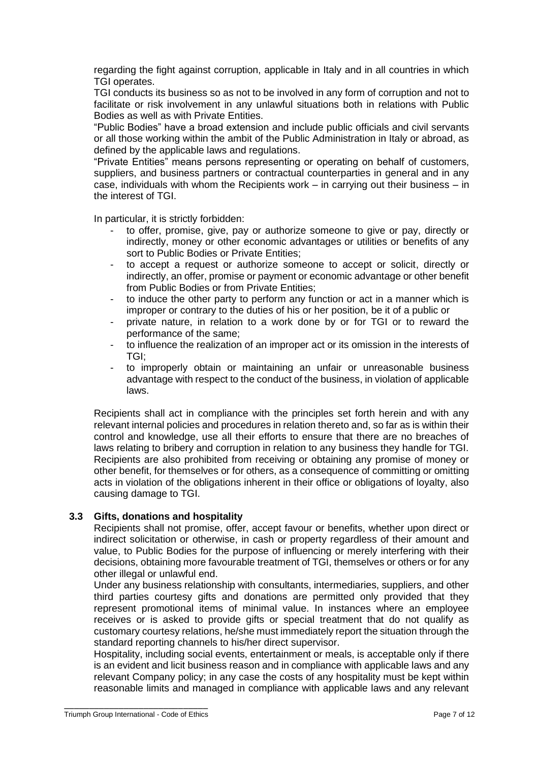regarding the fight against corruption, applicable in Italy and in all countries in which TGI operates.

TGI conducts its business so as not to be involved in any form of corruption and not to facilitate or risk involvement in any unlawful situations both in relations with Public Bodies as well as with Private Entities.

"Public Bodies" have a broad extension and include public officials and civil servants or all those working within the ambit of the Public Administration in Italy or abroad, as defined by the applicable laws and regulations.

"Private Entities" means persons representing or operating on behalf of customers, suppliers, and business partners or contractual counterparties in general and in any case, individuals with whom the Recipients work – in carrying out their business – in the interest of TGI.

In particular, it is strictly forbidden:

- to offer, promise, give, pay or authorize someone to give or pay, directly or indirectly, money or other economic advantages or utilities or benefits of any sort to Public Bodies or Private Entities;
- to accept a request or authorize someone to accept or solicit, directly or indirectly, an offer, promise or payment or economic advantage or other benefit from Public Bodies or from Private Entities;
- to induce the other party to perform any function or act in a manner which is improper or contrary to the duties of his or her position, be it of a public or
- private nature, in relation to a work done by or for TGI or to reward the performance of the same;
- to influence the realization of an improper act or its omission in the interests of TGI;
- to improperly obtain or maintaining an unfair or unreasonable business advantage with respect to the conduct of the business, in violation of applicable laws.

Recipients shall act in compliance with the principles set forth herein and with any relevant internal policies and procedures in relation thereto and, so far as is within their control and knowledge, use all their efforts to ensure that there are no breaches of laws relating to bribery and corruption in relation to any business they handle for TGI. Recipients are also prohibited from receiving or obtaining any promise of money or other benefit, for themselves or for others, as a consequence of committing or omitting acts in violation of the obligations inherent in their office or obligations of loyalty, also causing damage to TGI.

### 3.3 Gifts, donations and hospitality

Recipients shall not promise, offer, accept favour or benefits, whether upon direct or indirect solicitation or otherwise, in cash or property regardless of their amount and value, to Public Bodies for the purpose of influencing or merely interfering with their decisions, obtaining more favourable treatment of TGI, themselves or others or for any other illegal or unlawful end.

Under any business relationship with consultants, intermediaries, suppliers, and other third parties courtesy gifts and donations are permitted only provided that they represent promotional items of minimal value. In instances where an employee receives or is asked to provide gifts or special treatment that do not qualify as customary courtesy relations, he/she must immediately report the situation through the standard reporting channels to his/her direct supervisor.

Hospitality, including social events, entertainment or meals, is acceptable only if there is an evident and licit business reason and in compliance with applicable laws and any relevant Company policy; in any case the costs of any hospitality must be kept within reasonable limits and managed in compliance with applicable laws and any relevant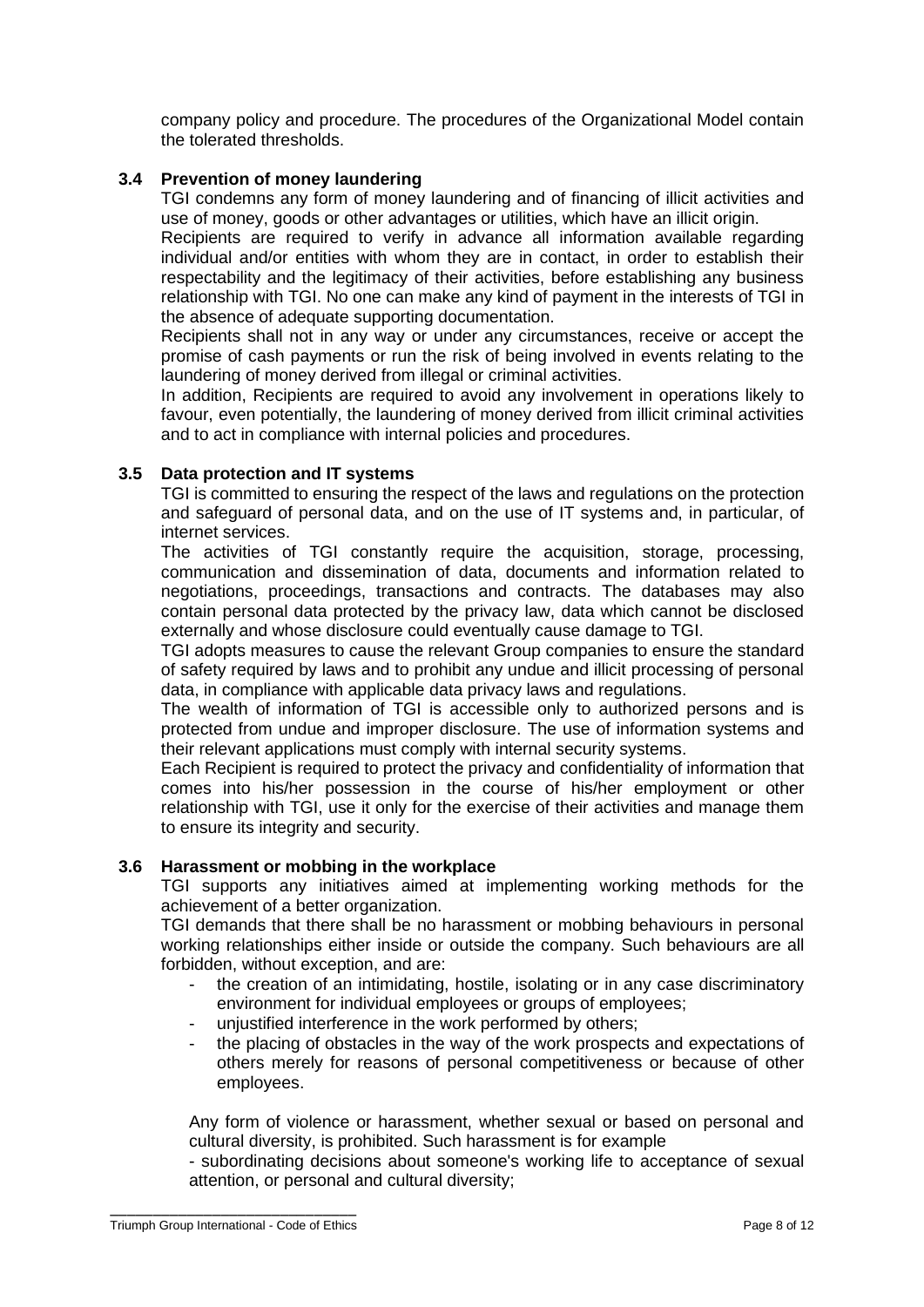company policy and procedure. The procedures of the Organizational Model contain the tolerated thresholds.

### 3.4 Prevention of money laundering

TGI condemns any form of money laundering and of financing of illicit activities and use of money, goods or other advantages or utilities, which have an illicit origin.

Recipients are required to verify in advance all information available regarding individual and/or entities with whom they are in contact, in order to establish their respectability and the legitimacy of their activities, before establishing any business relationship with TGI. No one can make any kind of payment in the interests of TGI in the absence of adequate supporting documentation.

Recipients shall not in any way or under any circumstances, receive or accept the promise of cash payments or run the risk of being involved in events relating to the laundering of money derived from illegal or criminal activities.

In addition, Recipients are required to avoid any involvement in operations likely to favour, even potentially, the laundering of money derived from illicit criminal activities and to act in compliance with internal policies and procedures.

### 3.5 Data protection and IT systems

TGI is committed to ensuring the respect of the laws and regulations on the protection and safeguard of personal data, and on the use of IT systems and, in particular, of internet services.

The activities of TGI constantly require the acquisition, storage, processing, communication and dissemination of data, documents and information related to negotiations, proceedings, transactions and contracts. The databases may also contain personal data protected by the privacy law, data which cannot be disclosed externally and whose disclosure could eventually cause damage to TGI.

TGI adopts measures to cause the relevant Group companies to ensure the standard of safety required by laws and to prohibit any undue and illicit processing of personal data, in compliance with applicable data privacy laws and regulations.

The wealth of information of TGI is accessible only to authorized persons and is protected from undue and improper disclosure. The use of information systems and their relevant applications must comply with internal security systems.

Each Recipient is required to protect the privacy and confidentiality of information that comes into his/her possession in the course of his/her employment or other relationship with TGI, use it only for the exercise of their activities and manage them to ensure its integrity and security.

### 3.6 Harassment or mobbing in the workplace

TGI supports any initiatives aimed at implementing working methods for the achievement of a better organization.

TGI demands that there shall be no harassment or mobbing behaviours in personal working relationships either inside or outside the company. Such behaviours are all forbidden, without exception, and are:

- the creation of an intimidating, hostile, isolating or in any case discriminatory environment for individual employees or groups of employees;
- unjustified interference in the work performed by others;
- the placing of obstacles in the way of the work prospects and expectations of others merely for reasons of personal competitiveness or because of other employees.

Any form of violence or harassment, whether sexual or based on personal and cultural diversity, is prohibited. Such harassment is for example

- subordinating decisions about someone's working life to acceptance of sexual attention, or personal and cultural diversity;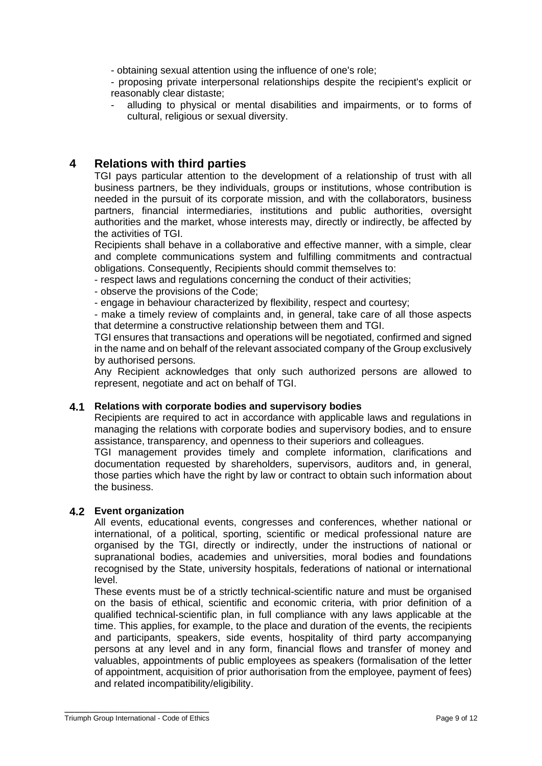- obtaining sexual attention using the influence of one's role;
- proposing private interpersonal relationships despite the recipient's explicit or reasonably clear distaste;
- alluding to physical or mental disabilities and impairments, or to forms of cultural, religious or sexual diversity.

# 4 Relations with third parties

TGI pays particular attention to the development of a relationship of trust with all business partners, be they individuals, groups or institutions, whose contribution is needed in the pursuit of its corporate mission, and with the collaborators, business partners, financial intermediaries, institutions and public authorities, oversight authorities and the market, whose interests may, directly or indirectly, be affected by the activities of TGI.

Recipients shall behave in a collaborative and effective manner, with a simple, clear and complete communications system and fulfilling commitments and contractual obligations. Consequently, Recipients should commit themselves to:

- respect laws and regulations concerning the conduct of their activities;
- observe the provisions of the Code;
- engage in behaviour characterized by flexibility, respect and courtesy;
- make a timely review of complaints and, in general, take care of all those aspects that determine a constructive relationship between them and TGI.

TGI ensures that transactions and operations will be negotiated, confirmed and signed in the name and on behalf of the relevant associated company of the Group exclusively by authorised persons.

Any Recipient acknowledges that only such authorized persons are allowed to represent, negotiate and act on behalf of TGI.

## 4.1 Relations with corporate bodies and supervisory bodies

Recipients are required to act in accordance with applicable laws and regulations in managing the relations with corporate bodies and supervisory bodies, and to ensure assistance, transparency, and openness to their superiors and colleagues.

TGI management provides timely and complete information, clarifications and documentation requested by shareholders, supervisors, auditors and, in general, those parties which have the right by law or contract to obtain such information about the business.

## 4.2 Event organization

All events, educational events, congresses and conferences, whether national or international, of a political, sporting, scientific or medical professional nature are organised by the TGI, directly or indirectly, under the instructions of national or supranational bodies, academies and universities, moral bodies and foundations recognised by the State, university hospitals, federations of national or international level.

These events must be of a strictly technical-scientific nature and must be organised on the basis of ethical, scientific and economic criteria, with prior definition of a qualified technical-scientific plan, in full compliance with any laws applicable at the time. This applies, for example, to the place and duration of the events, the recipients and participants, speakers, side events, hospitality of third party accompanying persons at any level and in any form, financial flows and transfer of money and valuables, appointments of public employees as speakers (formalisation of the letter of appointment, acquisition of prior authorisation from the employee, payment of fees) and related incompatibility/eligibility.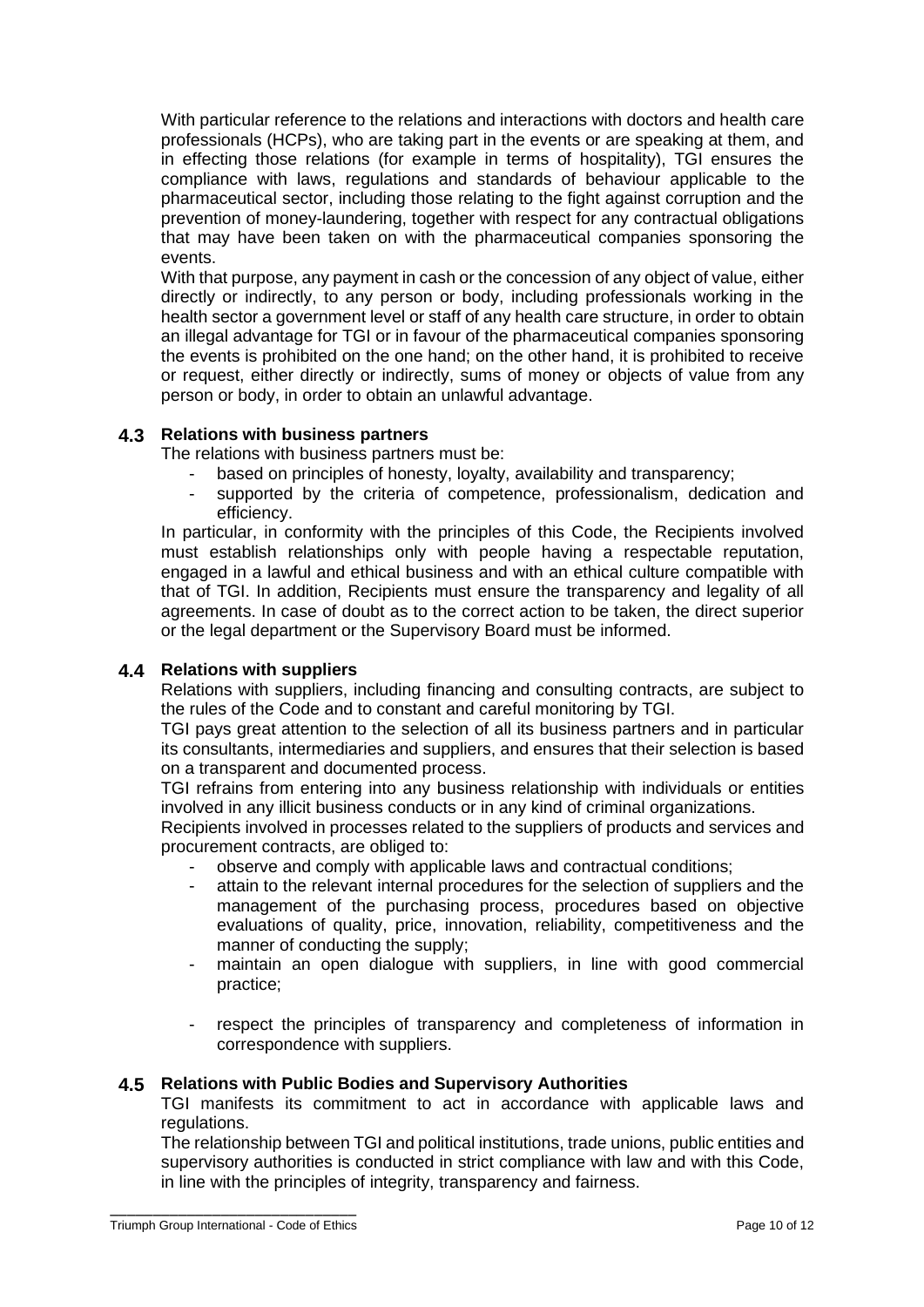With particular reference to the relations and interactions with doctors and health care professionals (HCPs), who are taking part in the events or are speaking at them, and in effecting those relations (for example in terms of hospitality), TGI ensures the compliance with laws, regulations and standards of behaviour applicable to the pharmaceutical sector, including those relating to the fight against corruption and the prevention of money-laundering, together with respect for any contractual obligations that may have been taken on with the pharmaceutical companies sponsoring the events.

With that purpose, any payment in cash or the concession of any object of value, either directly or indirectly, to any person or body, including professionals working in the health sector a government level or staff of any health care structure, in order to obtain an illegal advantage for TGI or in favour of the pharmaceutical companies sponsoring the events is prohibited on the one hand; on the other hand, it is prohibited to receive or request, either directly or indirectly, sums of money or objects of value from any person or body, in order to obtain an unlawful advantage.

### 4.3 Relations with business partners

The relations with business partners must be:

- based on principles of honesty, loyalty, availability and transparency;
- supported by the criteria of competence, professionalism, dedication and efficiency.

In particular, in conformity with the principles of this Code, the Recipients involved must establish relationships only with people having a respectable reputation, engaged in a lawful and ethical business and with an ethical culture compatible with that of TGI. In addition, Recipients must ensure the transparency and legality of all agreements. In case of doubt as to the correct action to be taken, the direct superior or the legal department or the Supervisory Board must be informed.

### 4.4 Relations with suppliers

Relations with suppliers, including financing and consulting contracts, are subject to the rules of the Code and to constant and careful monitoring by TGI.

TGI pays great attention to the selection of all its business partners and in particular its consultants, intermediaries and suppliers, and ensures that their selection is based on a transparent and documented process.

TGI refrains from entering into any business relationship with individuals or entities involved in any illicit business conducts or in any kind of criminal organizations.

Recipients involved in processes related to the suppliers of products and services and procurement contracts, are obliged to:

- observe and comply with applicable laws and contractual conditions;
- attain to the relevant internal procedures for the selection of suppliers and the management of the purchasing process, procedures based on objective evaluations of quality, price, innovation, reliability, competitiveness and the manner of conducting the supply;
- maintain an open dialogue with suppliers, in line with good commercial practice;
- respect the principles of transparency and completeness of information in correspondence with suppliers.

### 4.5 Relations with Public Bodies and Supervisory Authorities

TGI manifests its commitment to act in accordance with applicable laws and regulations.

The relationship between TGI and political institutions, trade unions, public entities and supervisory authorities is conducted in strict compliance with law and with this Code, in line with the principles of integrity, transparency and fairness.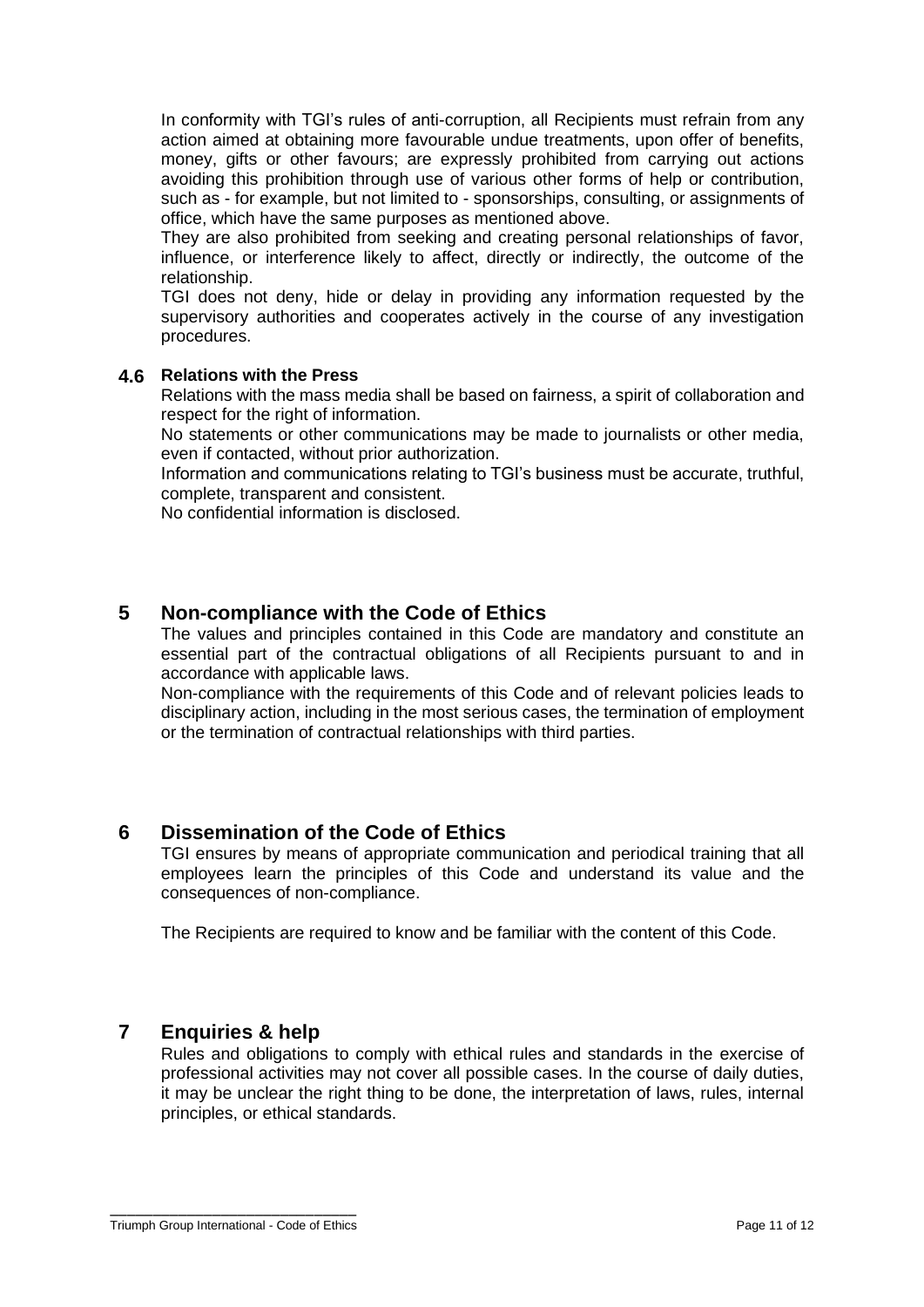In conformity with TGI's rules of anti-corruption, all Recipients must refrain from any action aimed at obtaining more favourable undue treatments, upon offer of benefits, money, gifts or other favours; are expressly prohibited from carrying out actions avoiding this prohibition through use of various other forms of help or contribution, such as - for example, but not limited to - sponsorships, consulting, or assignments of office, which have the same purposes as mentioned above.

They are also prohibited from seeking and creating personal relationships of favor, influence, or interference likely to affect, directly or indirectly, the outcome of the relationship.

TGI does not deny, hide or delay in providing any information requested by the supervisory authorities and cooperates actively in the course of any investigation procedures.

### 4.6 Relations with the Press

Relations with the mass media shall be based on fairness, a spirit of collaboration and respect for the right of information.

No statements or other communications may be made to journalists or other media, even if contacted, without prior authorization.

Information and communications relating to TGI's business must be accurate, truthful, complete, transparent and consistent.

No confidential information is disclosed.

## 5 Non-compliance with the Code of Ethics

The values and principles contained in this Code are mandatory and constitute an essential part of the contractual obligations of all Recipients pursuant to and in accordance with applicable laws.

Non-compliance with the requirements of this Code and of relevant policies leads to disciplinary action, including in the most serious cases, the termination of employment or the termination of contractual relationships with third parties.

## 6 Dissemination of the Code of Ethics

TGI ensures by means of appropriate communication and periodical training that all employees learn the principles of this Code and understand its value and the consequences of non-compliance.

The Recipients are required to know and be familiar with the content of this Code.

## 7 Enquiries & help

Rules and obligations to comply with ethical rules and standards in the exercise of professional activities may not cover all possible cases. In the course of daily duties, it may be unclear the right thing to be done, the interpretation of laws, rules, internal principles, or ethical standards.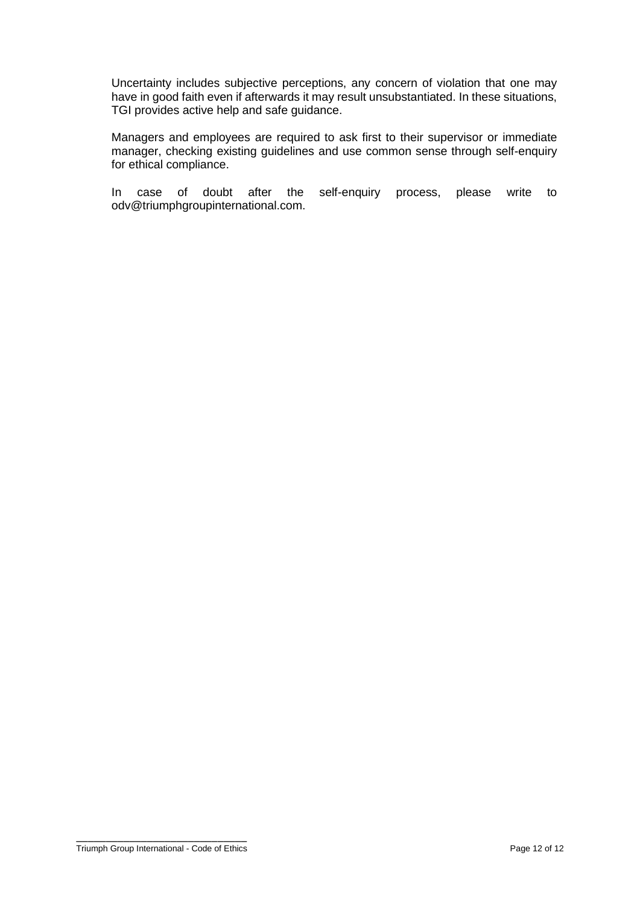Uncertainty includes subjective perceptions, any concern of violation that one may have in good faith even if afterwards it may result unsubstantiated. In these situations, TGI provides active help and safe guidance.

Managers and employees are required to ask first to their supervisor or immediate manager, checking existing guidelines and use common sense through self-enquiry for ethical compliance.

In case of doubt after the self-enquiry process, please write to odv@triumphgroupinternational.com.